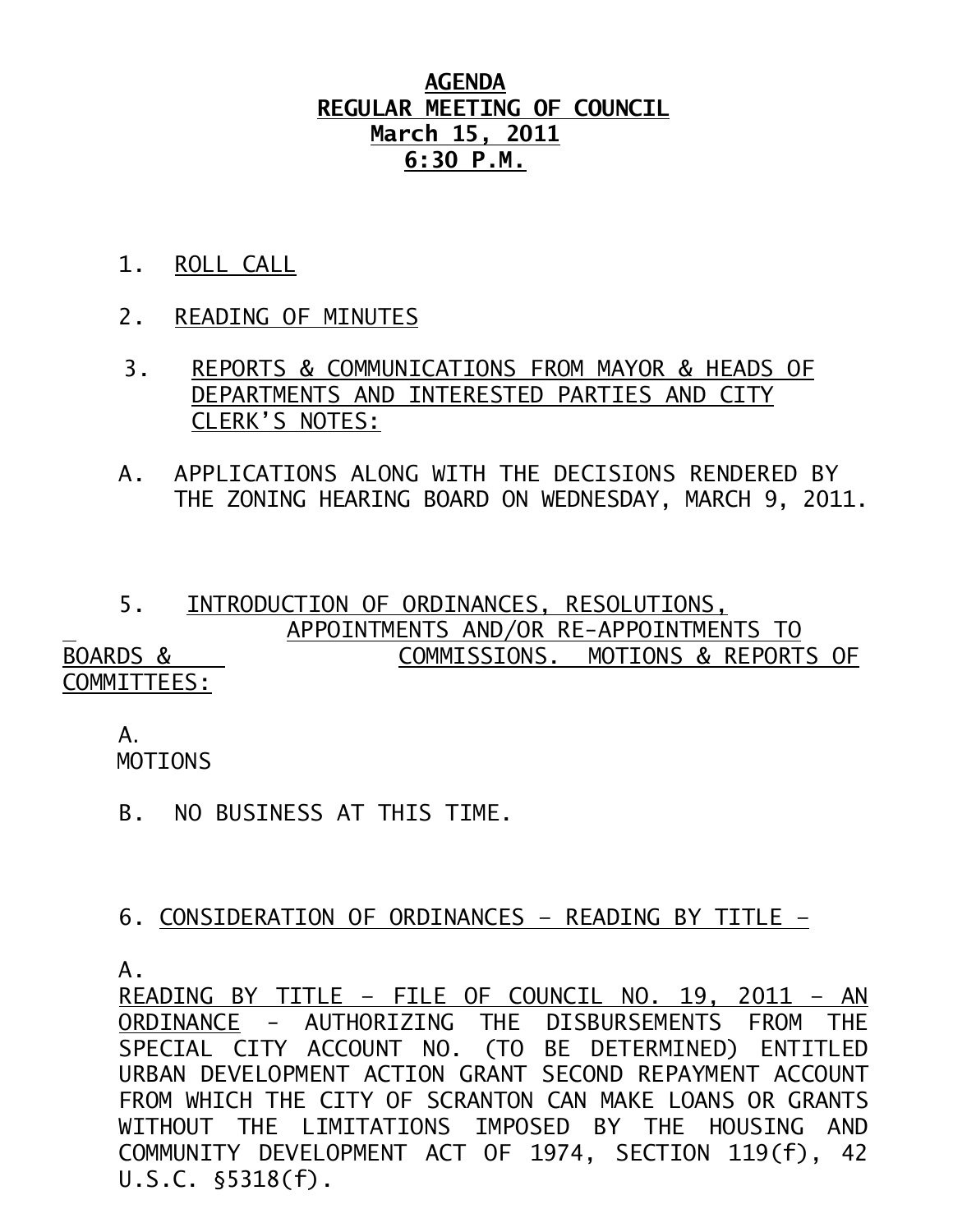# AGENDA
## REGULAR MEETING OF COUNCIL
## March 15, 2011
## 6:30 P.M.

1. ROLL CALL

2. READING OF MINUTES

3. REPORTS & COMMUNICATIONS FROM MAYOR & HEADS OF DEPARTMENTS AND INTERESTED PARTIES AND CITY CLERK'S NOTES:

A. APPLICATIONS ALONG WITH THE DECISIONS RENDERED BY THE ZONING HEARING BOARD ON WEDNESDAY, MARCH 9, 2011.

5. INTRODUCTION OF ORDINANCES, RESOLUTIONS, APPOINTMENTS AND/OR RE-APPOINTMENTS TO BOARDS & COMMISSIONS. MOTIONS & REPORTS OF COMMITTEES:

A. MOTIONS

B. NO BUSINESS AT THIS TIME.

6. CONSIDERATION OF ORDINANCES – READING BY TITLE –

A. READING BY TITLE – FILE OF COUNCIL NO. 19, 2011 – AN ORDINANCE - AUTHORIZING THE DISBURSEMENTS FROM THE SPECIAL CITY ACCOUNT NO. (TO BE DETERMINED) ENTITLED URBAN DEVELOPMENT ACTION GRANT SECOND REPAYMENT ACCOUNT FROM WHICH THE CITY OF SCRANTON CAN MAKE LOANS OR GRANTS WITHOUT THE LIMITATIONS IMPOSED BY THE HOUSING AND COMMUNITY DEVELOPMENT ACT OF 1974, SECTION 119(f), 42 U.S.C. §5318(f).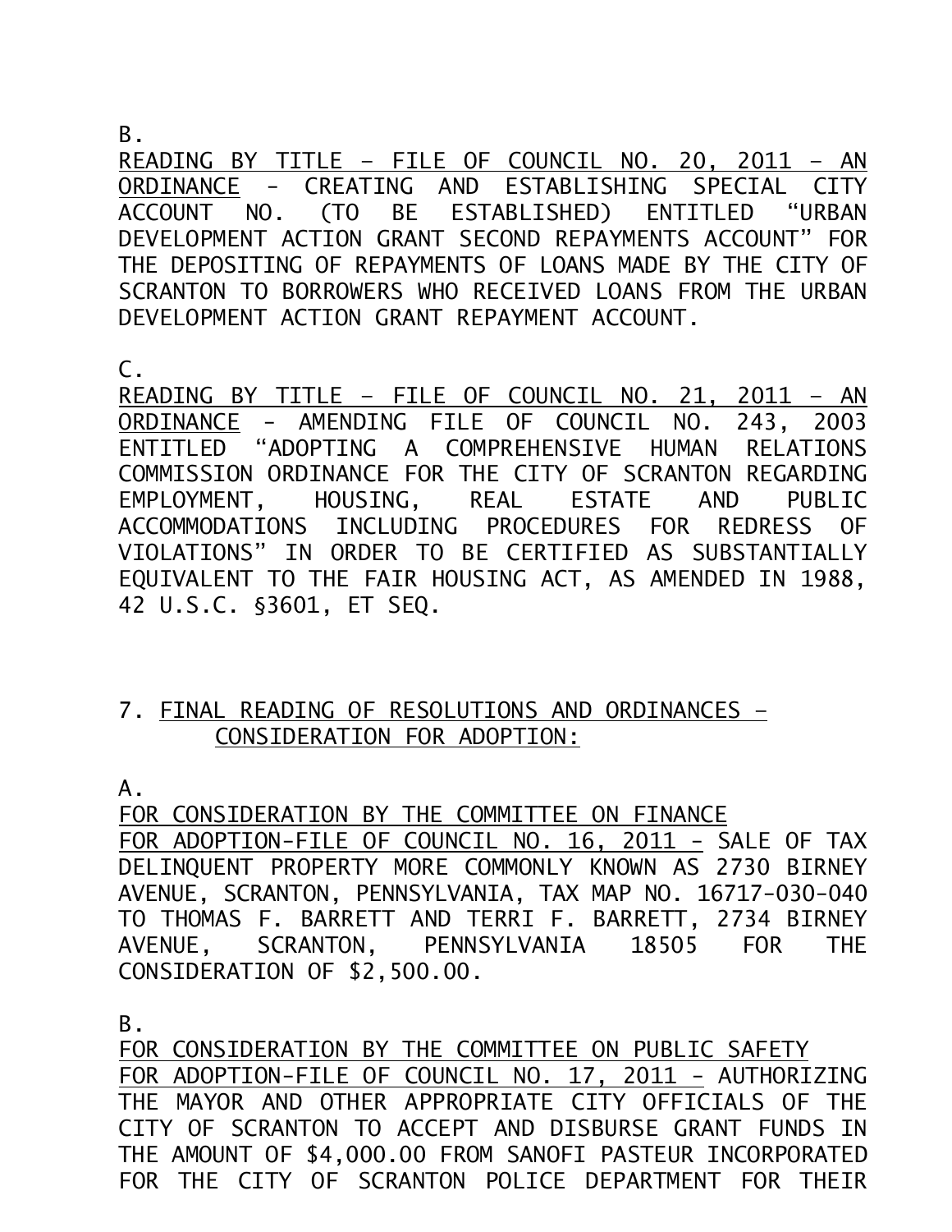B.

READING BY TITLE – FILE OF COUNCIL NO. 20, 2011 – AN ORDINANCE - CREATING AND ESTABLISHING SPECIAL CITY ACCOUNT NO. (TO BE ESTABLISHED) ENTITLED "URBAN DEVELOPMENT ACTION GRANT SECOND REPAYMENTS ACCOUNT" FOR THE DEPOSITING OF REPAYMENTS OF LOANS MADE BY THE CITY OF SCRANTON TO BORROWERS WHO RECEIVED LOANS FROM THE URBAN DEVELOPMENT ACTION GRANT REPAYMENT ACCOUNT.

C.

READING BY TITLE – FILE OF COUNCIL NO. 21, 2011 – AN ORDINANCE - AMENDING FILE OF COUNCIL NO. 243, 2003 ENTITLED "ADOPTING A COMPREHENSIVE HUMAN RELATIONS COMMISSION ORDINANCE FOR THE CITY OF SCRANTON REGARDING EMPLOYMENT, HOUSING, REAL ESTATE AND PUBLIC ACCOMMODATIONS INCLUDING PROCEDURES FOR REDRESS OF VIOLATIONS" IN ORDER TO BE CERTIFIED AS SUBSTANTIALLY EQUIVALENT TO THE FAIR HOUSING ACT, AS AMENDED IN 1988, 42 U.S.C. §3601, ET SEQ.

7. FINAL READING OF RESOLUTIONS AND ORDINANCES – CONSIDERATION FOR ADOPTION:

A.

FOR CONSIDERATION BY THE COMMITTEE ON FINANCE
FOR ADOPTION-FILE OF COUNCIL NO. 16, 2011 - SALE OF TAX DELINQUENT PROPERTY MORE COMMONLY KNOWN AS 2730 BIRNEY AVENUE, SCRANTON, PENNSYLVANIA, TAX MAP NO. 16717-030-040 TO THOMAS F. BARRETT AND TERRI F. BARRETT, 2734 BIRNEY AVENUE, SCRANTON, PENNSYLVANIA 18505 FOR THE CONSIDERATION OF $2,500.00.

B.

FOR CONSIDERATION BY THE COMMITTEE ON PUBLIC SAFETY
FOR ADOPTION-FILE OF COUNCIL NO. 17, 2011 - AUTHORIZING THE MAYOR AND OTHER APPROPRIATE CITY OFFICIALS OF THE CITY OF SCRANTON TO ACCEPT AND DISBURSE GRANT FUNDS IN THE AMOUNT OF $4,000.00 FROM SANOFI PASTEUR INCORPORATED FOR THE CITY OF SCRANTON POLICE DEPARTMENT FOR THEIR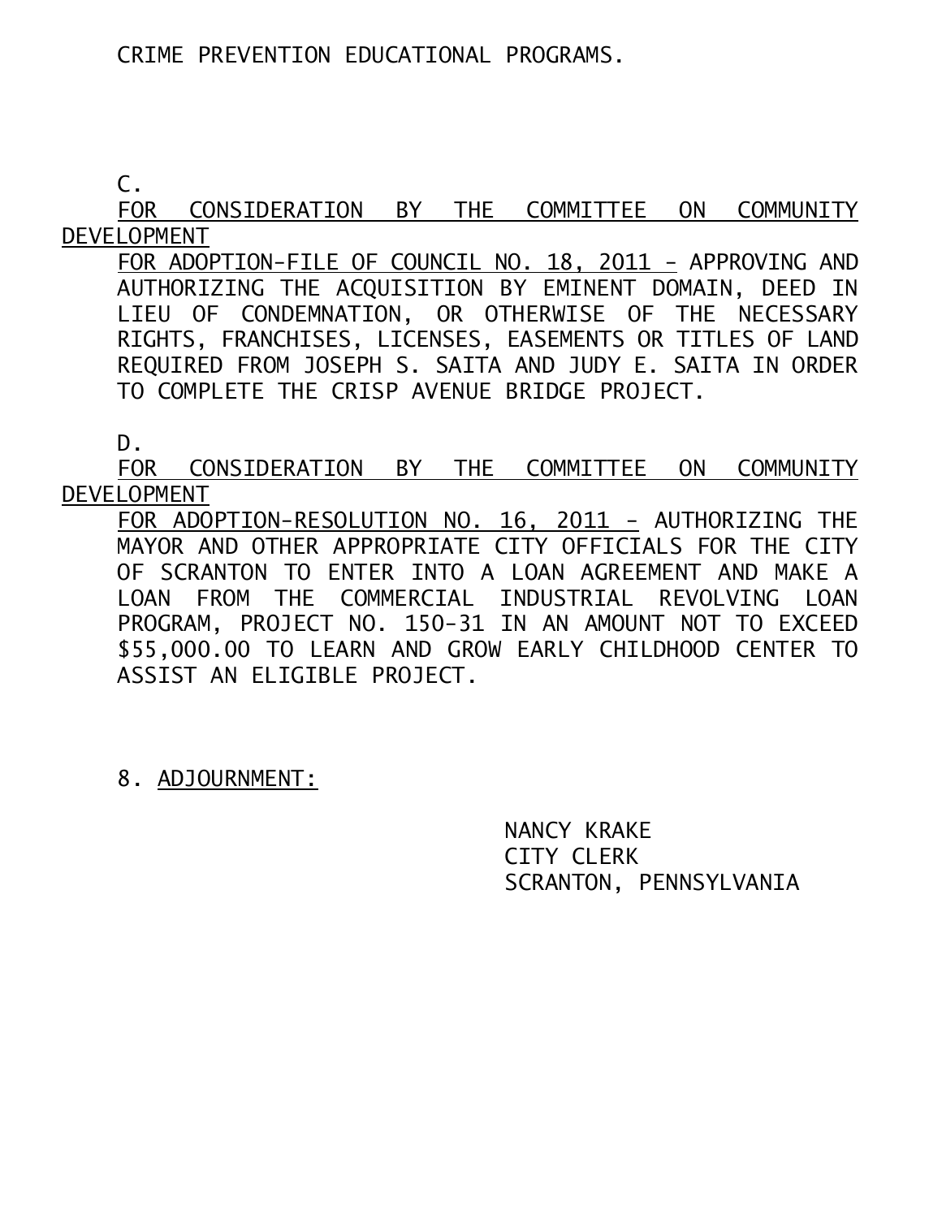CRIME PREVENTION EDUCATIONAL PROGRAMS.

C.

FOR CONSIDERATION BY THE COMMITTEE ON COMMUNITY DEVELOPMENT

FOR ADOPTION-FILE OF COUNCIL NO. 18, 2011 - APPROVING AND AUTHORIZING THE ACQUISITION BY EMINENT DOMAIN, DEED IN LIEU OF CONDEMNATION, OR OTHERWISE OF THE NECESSARY RIGHTS, FRANCHISES, LICENSES, EASEMENTS OR TITLES OF LAND REQUIRED FROM JOSEPH S. SAITA AND JUDY E. SAITA IN ORDER TO COMPLETE THE CRISP AVENUE BRIDGE PROJECT.

D.

FOR CONSIDERATION BY THE COMMITTEE ON COMMUNITY DEVELOPMENT

FOR ADOPTION-RESOLUTION NO. 16, 2011 - AUTHORIZING THE MAYOR AND OTHER APPROPRIATE CITY OFFICIALS FOR THE CITY OF SCRANTON TO ENTER INTO A LOAN AGREEMENT AND MAKE A LOAN FROM THE COMMERCIAL INDUSTRIAL REVOLVING LOAN PROGRAM, PROJECT NO. 150-31 IN AN AMOUNT NOT TO EXCEED $55,000.00 TO LEARN AND GROW EARLY CHILDHOOD CENTER TO ASSIST AN ELIGIBLE PROJECT.

8. ADJOURNMENT:

NANCY KRAKE
CITY CLERK
SCRANTON, PENNSYLVANIA